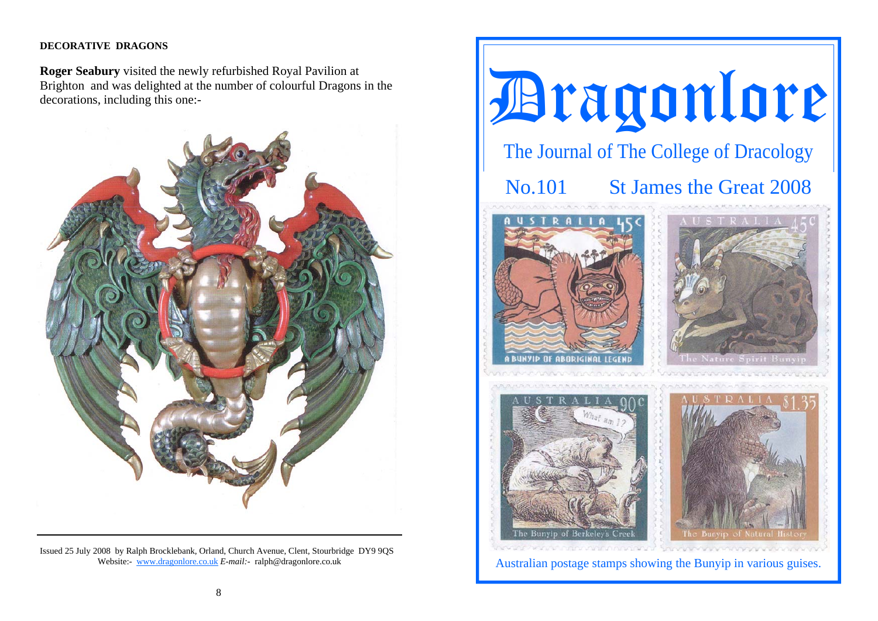## DECORATIVE DRAGONS

**Roger Seabury** visited the newly refurbished Royal Pavilion at Brighton and was delighted at the number of colourful Dragons in the decorations, including this one:-

Issued 25 July 2008 by Ralph Brocklebank, Orland, Church Avenue, Clent, Stourbridge DY9 9QS
Website:- www.dragonlore.co.uk *E-mail:-* ralph@dragonlore.co.uk

# Dragonlore

## The Journal of The College of Dracology

### No.101 St James the Great 2008

Australian postage stamps showing the Bunyip in various guises.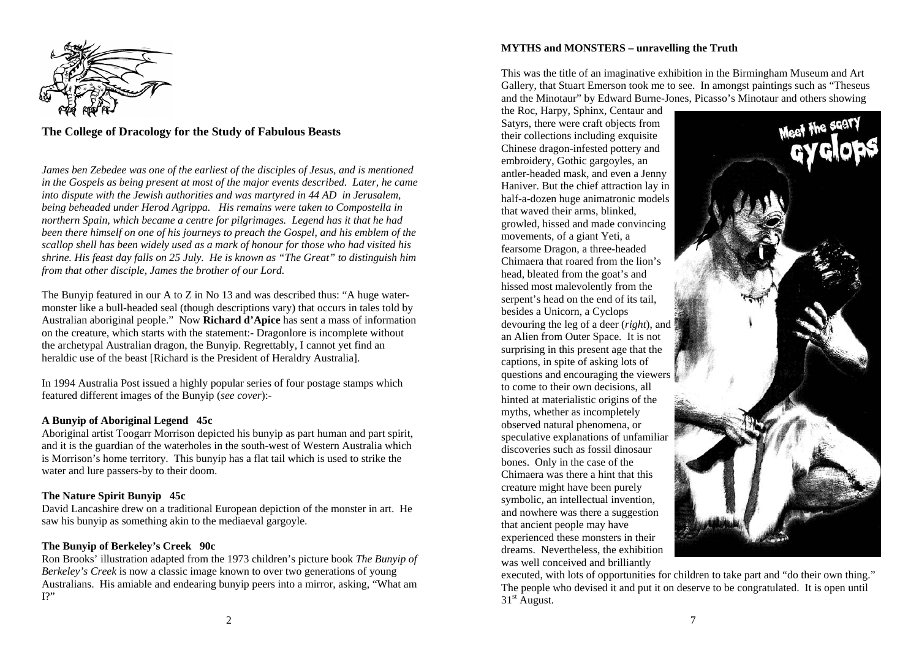## The College of Dracology for the Study of Fabulous Beasts

*James ben Zebedee was one of the earliest of the disciples of Jesus, and is mentioned in the Gospels as being present at most of the major events described. Later, he came into dispute with the Jewish authorities and was martyred in 44 AD in Jerusalem, being beheaded under Herod Agrippa. His remains were taken to Compostella in northern Spain, which became a centre for pilgrimages. Legend has it that he had been there himself on one of his journeys to preach the Gospel, and his emblem of the scallop shell has been widely used as a mark of honour for those who had visited his shrine. His feast day falls on 25 July. He is known as "The Great" to distinguish him from that other disciple, James the brother of our Lord.*

The Bunyip featured in our A to Z in No 13 and was described thus: "A huge water-monster like a bull-headed seal (though descriptions vary) that occurs in tales told by Australian aboriginal people." Now **Richard d'Apice** has sent a mass of information on the creature, which starts with the statement:- Dragonlore is incomplete without the archetypal Australian dragon, the Bunyip. Regrettably, I cannot yet find an heraldic use of the beast [Richard is the President of Heraldry Australia].

In 1994 Australia Post issued a highly popular series of four postage stamps which featured different images of the Bunyip (*see cover*):-

**A Bunyip of Aboriginal Legend 45c**

Aboriginal artist Toogarr Morrison depicted his bunyip as part human and part spirit, and it is the guardian of the waterholes in the south-west of Western Australia which is Morrison's home territory. This bunyip has a flat tail which is used to strike the water and lure passers-by to their doom.

**The Nature Spirit Bunyip 45c**

David Lancashire drew on a traditional European depiction of the monster in art. He saw his bunyip as something akin to the mediaeval gargoyle.

**The Bunyip of Berkeley's Creek 90c**

Ron Brooks' illustration adapted from the 1973 children's picture book *The Bunyip of Berkeley's Creek* is now a classic image known to over two generations of young Australians. His amiable and endearing bunyip peers into a mirror, asking, "What am I?"

**MYTHS and MONSTERS – unravelling the Truth**

This was the title of an imaginative exhibition in the Birmingham Museum and Art Gallery, that Stuart Emerson took me to see. In amongst paintings such as "Theseus and the Minotaur" by Edward Burne-Jones, Picasso's Minotaur and others showing the Roc, Harpy, Sphinx, Centaur and Satyrs, there were craft objects from their collections including exquisite Chinese dragon-infested pottery and embroidery, Gothic gargoyles, an antler-headed mask, and even a Jenny Haniver. But the chief attraction lay in half-a-dozen huge animatronic models that waved their arms, blinked, growled, hissed and made convincing movements, of a giant Yeti, a fearsome Dragon, a three-headed Chimaera that roared from the lion's head, bleated from the goat's and hissed most malevolently from the serpent's head on the end of its tail, besides a Unicorn, a Cyclops devouring the leg of a deer (*right*), and an Alien from Outer Space. It is not surprising in this present age that the captions, in spite of asking lots of questions and encouraging the viewers to come to their own decisions, all hinted at materialistic origins of the myths, whether as incompletely observed natural phenomena, or speculative explanations of unfamiliar discoveries such as fossil dinosaur bones. Only in the case of the Chimaera was there a hint that this creature might have been purely symbolic, an intellectual invention, and nowhere was there a suggestion that ancient people may have experienced these monsters in their dreams. Nevertheless, the exhibition was well conceived and brilliantly executed, with lots of opportunities for children to take part and "do their own thing." The people who devised it and put it on deserve to be congratulated. It is open until 31st August.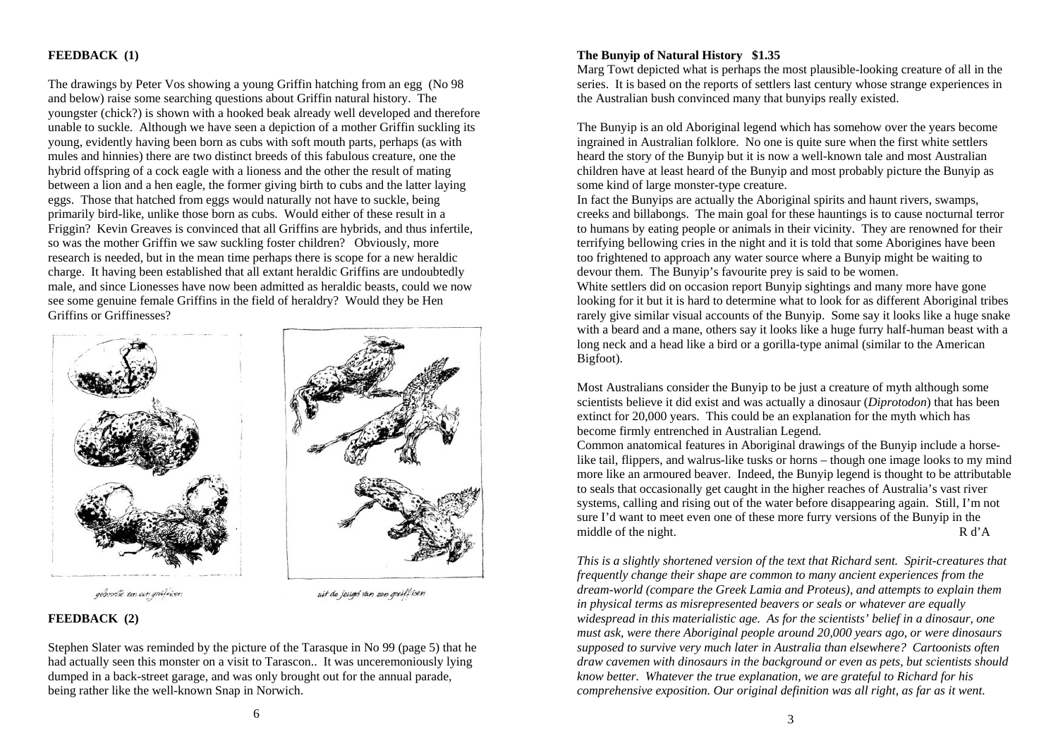## FEEDBACK (1)

The drawings by Peter Vos showing a young Griffin hatching from an egg (No 98 and below) raise some searching questions about Griffin natural history. The youngster (chick?) is shown with a hooked beak already well developed and therefore unable to suckle. Although we have seen a depiction of a mother Griffin suckling its young, evidently having been born as cubs with soft mouth parts, perhaps (as with mules and hinnies) there are two distinct breeds of this fabulous creature, one the hybrid offspring of a cock eagle with a lioness and the other the result of mating between a lion and a hen eagle, the former giving birth to cubs and the latter laying eggs. Those that hatched from eggs would naturally not have to suckle, being primarily bird-like, unlike those born as cubs. Would either of these result in a Friggin? Kevin Greaves is convinced that all Griffins are hybrids, and thus infertile, so was the mother Griffin we saw suckling foster children? Obviously, more research is needed, but in the mean time perhaps there is scope for a new heraldic charge. It having been established that all extant heraldic Griffins are undoubtedly male, and since Lionesses have now been admitted as heraldic beasts, could we now see some genuine female Griffins in the field of heraldry? Would they be Hen Griffins or Griffinesses?

geboorte van een griffioen

uit de jeugd van een griffioen

## FEEDBACK (2)

Stephen Slater was reminded by the picture of the Tarasque in No 99 (page 5) that he had actually seen this monster on a visit to Tarascon.. It was unceremoniously lying dumped in a back-street garage, and was only brought out for the annual parade, being rather like the well-known Snap in Norwich.

## The Bunyip of Natural History $1.35

Marg Towt depicted what is perhaps the most plausible-looking creature of all in the series. It is based on the reports of settlers last century whose strange experiences in the Australian bush convinced many that bunyips really existed.

The Bunyip is an old Aboriginal legend which has somehow over the years become ingrained in Australian folklore. No one is quite sure when the first white settlers heard the story of the Bunyip but it is now a well-known tale and most Australian children have at least heard of the Bunyip and most probably picture the Bunyip as some kind of large monster-type creature.

In fact the Bunyips are actually the Aboriginal spirits and haunt rivers, swamps, creeks and billabongs. The main goal for these hauntings is to cause nocturnal terror to humans by eating people or animals in their vicinity. They are renowned for their terrifying bellowing cries in the night and it is told that some Aborigines have been too frightened to approach any water source where a Bunyip might be waiting to devour them. The Bunyip's favourite prey is said to be women.

White settlers did on occasion report Bunyip sightings and many more have gone looking for it but it is hard to determine what to look for as different Aboriginal tribes rarely give similar visual accounts of the Bunyip. Some say it looks like a huge snake with a beard and a mane, others say it looks like a huge furry half-human beast with a long neck and a head like a bird or a gorilla-type animal (similar to the American Bigfoot).

Most Australians consider the Bunyip to be just a creature of myth although some scientists believe it did exist and was actually a dinosaur (*Diprotodon*) that has been extinct for 20,000 years. This could be an explanation for the myth which has become firmly entrenched in Australian Legend.

Common anatomical features in Aboriginal drawings of the Bunyip include a horse-like tail, flippers, and walrus-like tusks or horns – though one image looks to my mind more like an armoured beaver. Indeed, the Bunyip legend is thought to be attributable to seals that occasionally get caught in the higher reaches of Australia's vast river systems, calling and rising out of the water before disappearing again. Still, I'm not sure I'd want to meet even one of these more furry versions of the Bunyip in the middle of the night. R d'A

*This is a slightly shortened version of the text that Richard sent. Spirit-creatures that frequently change their shape are common to many ancient experiences from the dream-world (compare the Greek Lamia and Proteus), and attempts to explain them in physical terms as misrepresented beavers or seals or whatever are equally widespread in this materialistic age. As for the scientists' belief in a dinosaur, one must ask, were there Aboriginal people around 20,000 years ago, or were dinosaurs supposed to survive very much later in Australia than elsewhere? Cartoonists often draw cavemen with dinosaurs in the background or even as pets, but scientists should know better. Whatever the true explanation, we are grateful to Richard for his comprehensive exposition. Our original definition was all right, as far as it went.*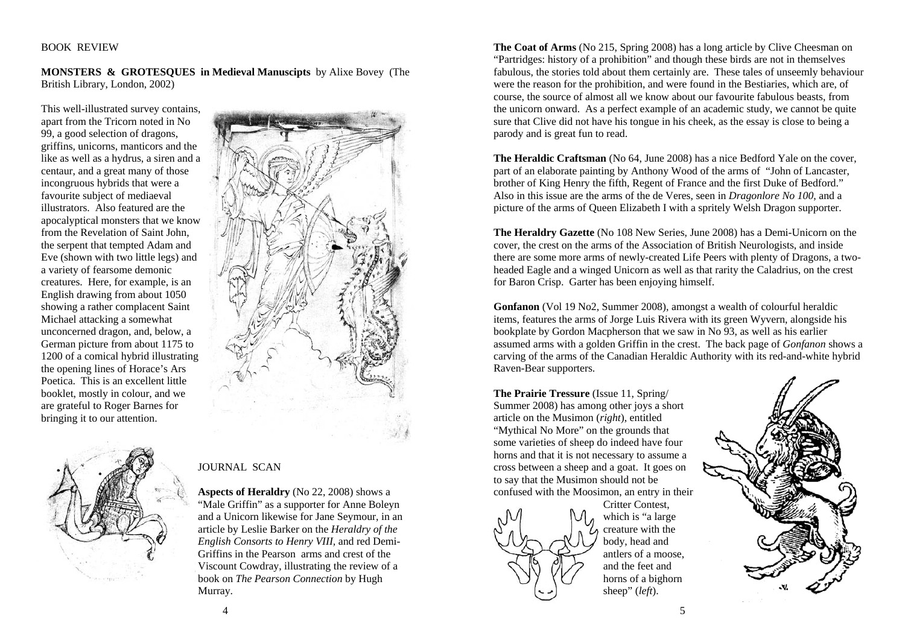BOOK REVIEW

**MONSTERS & GROTESQUES in Medieval Manuscipts** by Alixe Bovey (The British Library, London, 2002)

This well-illustrated survey contains, apart from the Tricorn noted in No 99, a good selection of dragons, griffins, unicorns, manticors and the like as well as a hydrus, a siren and a centaur, and a great many of those incongruous hybrids that were a favourite subject of mediaeval illustrators. Also featured are the apocalyptical monsters that we know from the Revelation of Saint John, the serpent that tempted Adam and Eve (shown with two little legs) and a variety of fearsome demonic creatures. Here, for example, is an English drawing from about 1050 showing a rather complacent Saint Michael attacking a somewhat unconcerned dragon, and, below, a German picture from about 1175 to 1200 of a comical hybrid illustrating the opening lines of Horace's Ars Poetica. This is an excellent little booklet, mostly in colour, and we are grateful to Roger Barnes for bringing it to our attention.

JOURNAL SCAN

**Aspects of Heraldry** (No 22, 2008) shows a "Male Griffin" as a supporter for Anne Boleyn and a Unicorn likewise for Jane Seymour, in an article by Leslie Barker on the *Heraldry of the English Consorts to Henry VIII*, and red Demi-Griffins in the Pearson arms and crest of the Viscount Cowdray, illustrating the review of a book on *The Pearson Connection* by Hugh Murray.

**The Coat of Arms** (No 215, Spring 2008) has a long article by Clive Cheesman on "Partridges: history of a prohibition" and though these birds are not in themselves fabulous, the stories told about them certainly are. These tales of unseemly behaviour were the reason for the prohibition, and were found in the Bestiaries, which are, of course, the source of almost all we know about our favourite fabulous beasts, from the unicorn onward. As a perfect example of an academic study, we cannot be quite sure that Clive did not have his tongue in his cheek, as the essay is close to being a parody and is great fun to read.

**The Heraldic Craftsman** (No 64, June 2008) has a nice Bedford Yale on the cover, part of an elaborate painting by Anthony Wood of the arms of "John of Lancaster, brother of King Henry the fifth, Regent of France and the first Duke of Bedford." Also in this issue are the arms of the de Veres, seen in *Dragonlore No 100*, and a picture of the arms of Queen Elizabeth I with a spritely Welsh Dragon supporter.

**The Heraldry Gazette** (No 108 New Series, June 2008) has a Demi-Unicorn on the cover, the crest on the arms of the Association of British Neurologists, and inside there are some more arms of newly-created Life Peers with plenty of Dragons, a two-headed Eagle and a winged Unicorn as well as that rarity the Caladrius, on the crest for Baron Crisp. Garter has been enjoying himself.

**Gonfanon** (Vol 19 No2, Summer 2008), amongst a wealth of colourful heraldic items, features the arms of Jorge Luis Rivera with its green Wyvern, alongside his bookplate by Gordon Macpherson that we saw in No 93, as well as his earlier assumed arms with a golden Griffin in the crest. The back page of *Gonfanon* shows a carving of the arms of the Canadian Heraldic Authority with its red-and-white hybrid Raven-Bear supporters.

**The Prairie Tressure** (Issue 11, Spring/ Summer 2008) has among other joys a short article on the Musimon (*right*), entitled "Mythical No More" on the grounds that some varieties of sheep do indeed have four horns and that it is not necessary to assume a cross between a sheep and a goat. It goes on to say that the Musimon should not be confused with the Moosimon, an entry in their Critter Contest, which is "a large creature with the body, head and antlers of a moose, and the feet and horns of a bighorn sheep" (*left*).